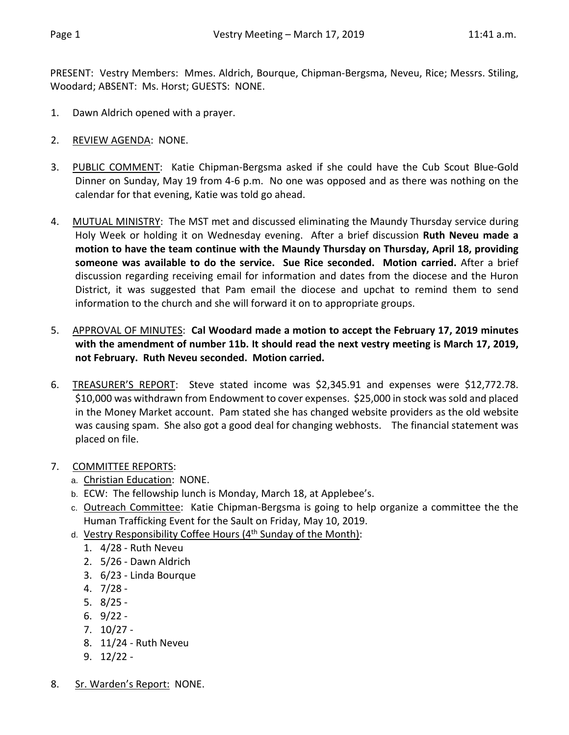PRESENT: Vestry Members: Mmes. Aldrich, Bourque, Chipman-Bergsma, Neveu, Rice; Messrs. Stiling, Woodard; ABSENT: Ms. Horst; GUESTS: NONE.

1. Dawn Aldrich opened with a prayer.

2. REVIEW AGENDA: NONE.

3. PUBLIC COMMENT: Katie Chipman-Bergsma asked if she could have the Cub Scout Blue-Gold Dinner on Sunday, May 19 from 4-6 p.m. No one was opposed and as there was nothing on the calendar for that evening, Katie was told go ahead.

4. MUTUAL MINISTRY: The MST met and discussed eliminating the Maundy Thursday service during Holy Week or holding it on Wednesday evening. After a brief discussion **Ruth Neveu made a motion to have the team continue with the Maundy Thursday on Thursday, April 18, providing someone was available to do the service. Sue Rice seconded. Motion carried.** After a brief discussion regarding receiving email for information and dates from the diocese and the Huron District, it was suggested that Pam email the diocese and upchat to remind them to send information to the church and she will forward it on to appropriate groups.

5. APPROVAL OF MINUTES: **Cal Woodard made a motion to accept the February 17, 2019 minutes with the amendment of number 11b. It should read the next vestry meeting is March 17, 2019, not February. Ruth Neveu seconded. Motion carried.**

6. TREASURER'S REPORT: Steve stated income was $2,345.91 and expenses were $12,772.78. $10,000 was withdrawn from Endowment to cover expenses. $25,000 in stock was sold and placed in the Money Market account. Pam stated she has changed website providers as the old website was causing spam. She also got a good deal for changing webhosts. The financial statement was placed on file.

7. COMMITTEE REPORTS:
   a. Christian Education: NONE.
   b. ECW: The fellowship lunch is Monday, March 18, at Applebee's.
   c. Outreach Committee: Katie Chipman-Bergsma is going to help organize a committee the the Human Trafficking Event for the Sault on Friday, May 10, 2019.
   d. Vestry Responsibility Coffee Hours (4th Sunday of the Month):
      1. 4/28 - Ruth Neveu
      2. 5/26 - Dawn Aldrich
      3. 6/23 - Linda Bourque
      4. 7/28 -
      5. 8/25 -
      6. 9/22 -
      7. 10/27 -
      8. 11/24 - Ruth Neveu
      9. 12/22 -

8. Sr. Warden's Report: NONE.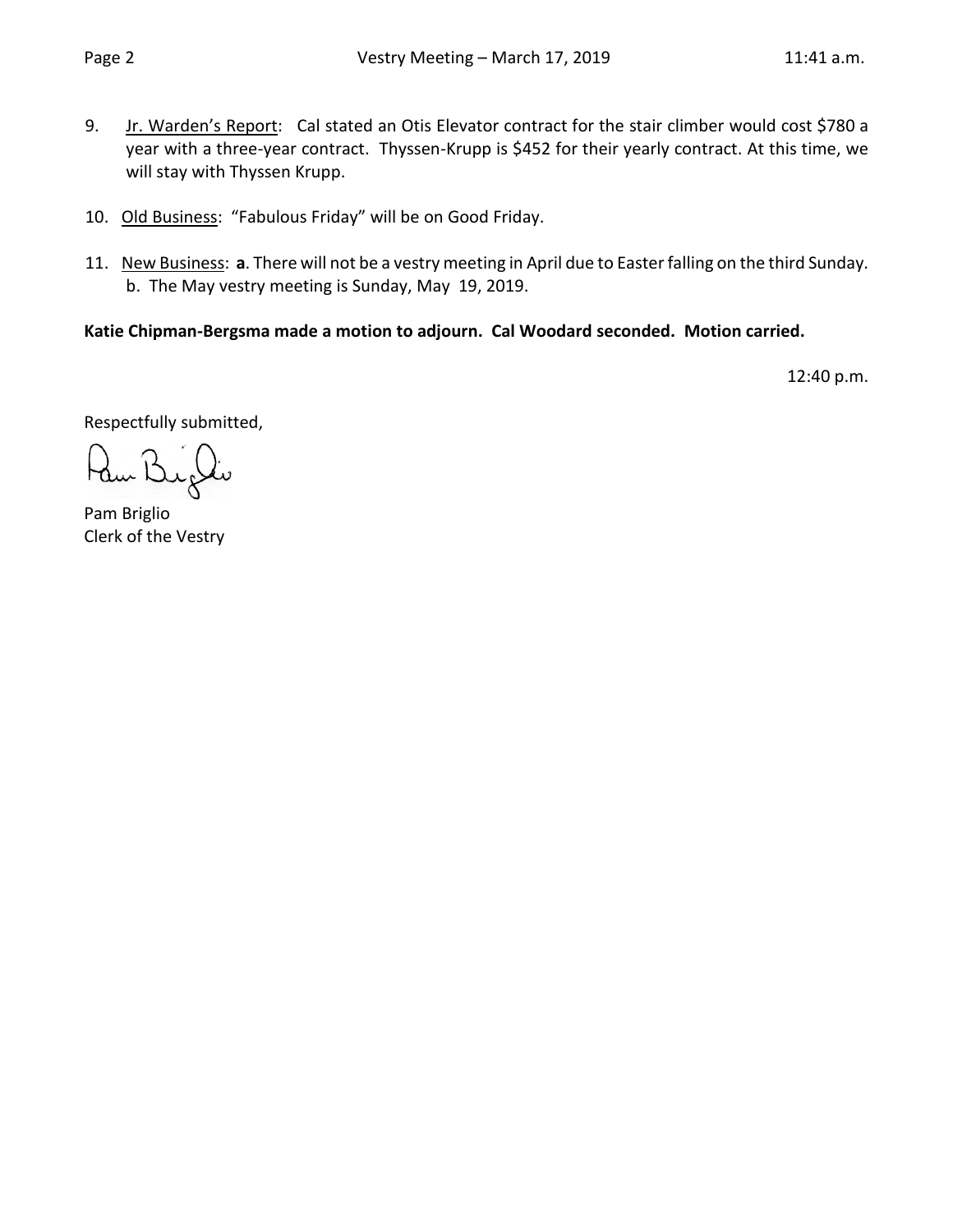9. Jr. Warden's Report: Cal stated an Otis Elevator contract for the stair climber would cost $780 a year with a three-year contract. Thyssen-Krupp is $452 for their yearly contract. At this time, we will stay with Thyssen Krupp.

10. Old Business: "Fabulous Friday" will be on Good Friday.

11. New Business: **a**. There will not be a vestry meeting in April due to Easter falling on the third Sunday.
    b. The May vestry meeting is Sunday, May 19, 2019.

**Katie Chipman-Bergsma made a motion to adjourn. Cal Woodard seconded. Motion carried.**

12:40 p.m.

Respectfully submitted,

Pam Briglio
Clerk of the Vestry